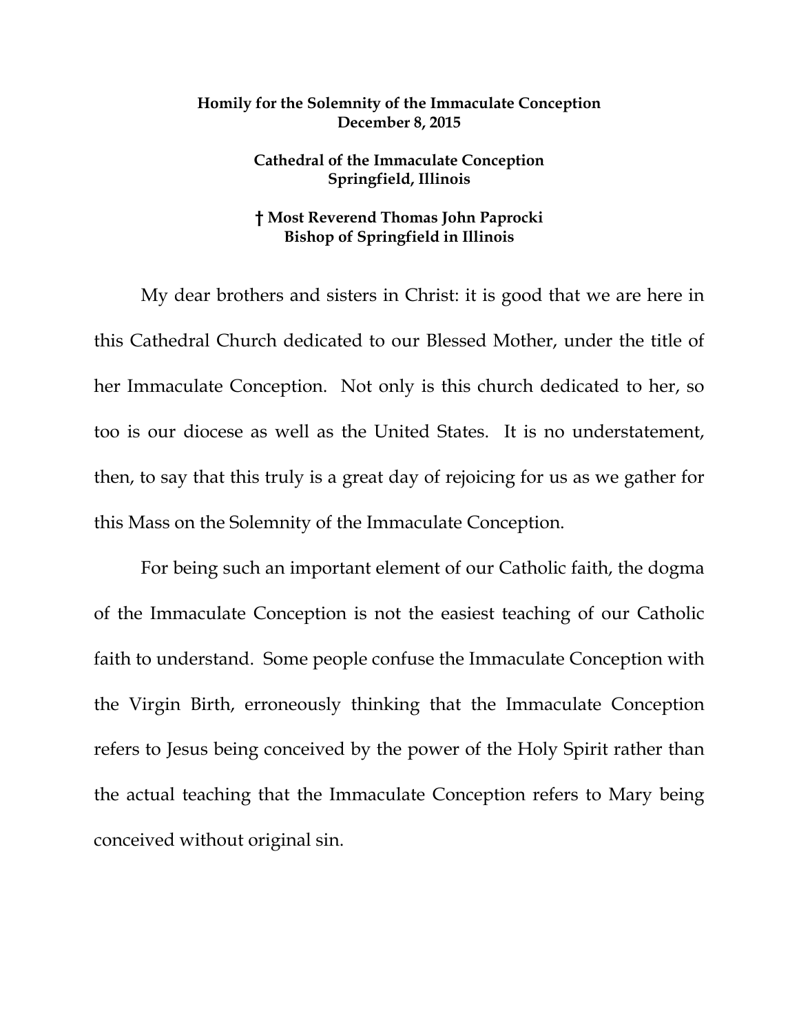**Homily for the Solemnity of the Immaculate Conception**
**December 8, 2015**

**Cathedral of the Immaculate Conception**
**Springfield, Illinois**

**† Most Reverend Thomas John Paprocki**
**Bishop of Springfield in Illinois**

My dear brothers and sisters in Christ: it is good that we are here in this Cathedral Church dedicated to our Blessed Mother, under the title of her Immaculate Conception. Not only is this church dedicated to her, so too is our diocese as well as the United States. It is no understatement, then, to say that this truly is a great day of rejoicing for us as we gather for this Mass on the Solemnity of the Immaculate Conception.

For being such an important element of our Catholic faith, the dogma of the Immaculate Conception is not the easiest teaching of our Catholic faith to understand. Some people confuse the Immaculate Conception with the Virgin Birth, erroneously thinking that the Immaculate Conception refers to Jesus being conceived by the power of the Holy Spirit rather than the actual teaching that the Immaculate Conception refers to Mary being conceived without original sin.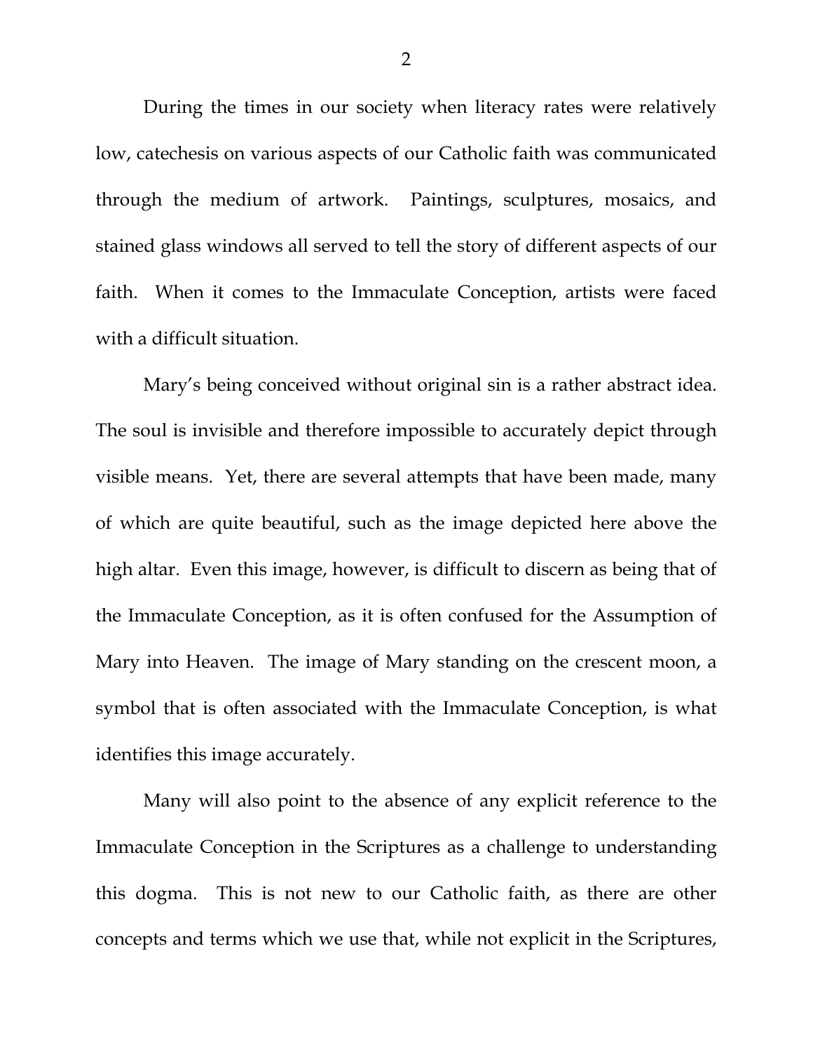During the times in our society when literacy rates were relatively low, catechesis on various aspects of our Catholic faith was communicated through the medium of artwork. Paintings, sculptures, mosaics, and stained glass windows all served to tell the story of different aspects of our faith. When it comes to the Immaculate Conception, artists were faced with a difficult situation.

Mary's being conceived without original sin is a rather abstract idea. The soul is invisible and therefore impossible to accurately depict through visible means. Yet, there are several attempts that have been made, many of which are quite beautiful, such as the image depicted here above the high altar. Even this image, however, is difficult to discern as being that of the Immaculate Conception, as it is often confused for the Assumption of Mary into Heaven. The image of Mary standing on the crescent moon, a symbol that is often associated with the Immaculate Conception, is what identifies this image accurately.

Many will also point to the absence of any explicit reference to the Immaculate Conception in the Scriptures as a challenge to understanding this dogma. This is not new to our Catholic faith, as there are other concepts and terms which we use that, while not explicit in the Scriptures,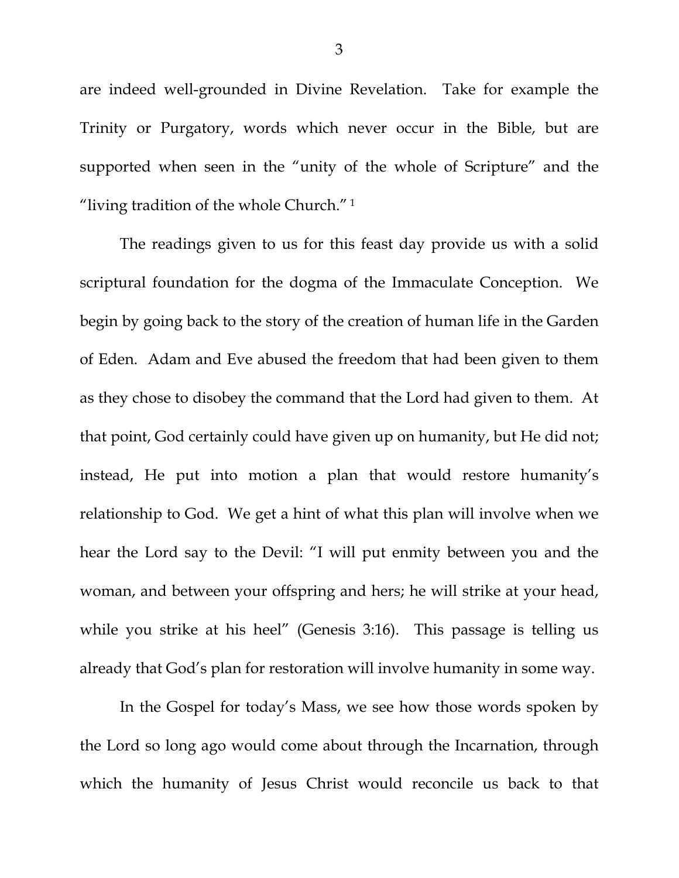are indeed well-grounded in Divine Revelation. Take for example the Trinity or Purgatory, words which never occur in the Bible, but are supported when seen in the "unity of the whole of Scripture" and the "living tradition of the whole Church." [1]

The readings given to us for this feast day provide us with a solid scriptural foundation for the dogma of the Immaculate Conception. We begin by going back to the story of the creation of human life in the Garden of Eden. Adam and Eve abused the freedom that had been given to them as they chose to disobey the command that the Lord had given to them. At that point, God certainly could have given up on humanity, but He did not; instead, He put into motion a plan that would restore humanity's relationship to God. We get a hint of what this plan will involve when we hear the Lord say to the Devil: "I will put enmity between you and the woman, and between your offspring and hers; he will strike at your head, while you strike at his heel" (Genesis 3:16). This passage is telling us already that God's plan for restoration will involve humanity in some way.

In the Gospel for today's Mass, we see how those words spoken by the Lord so long ago would come about through the Incarnation, through which the humanity of Jesus Christ would reconcile us back to that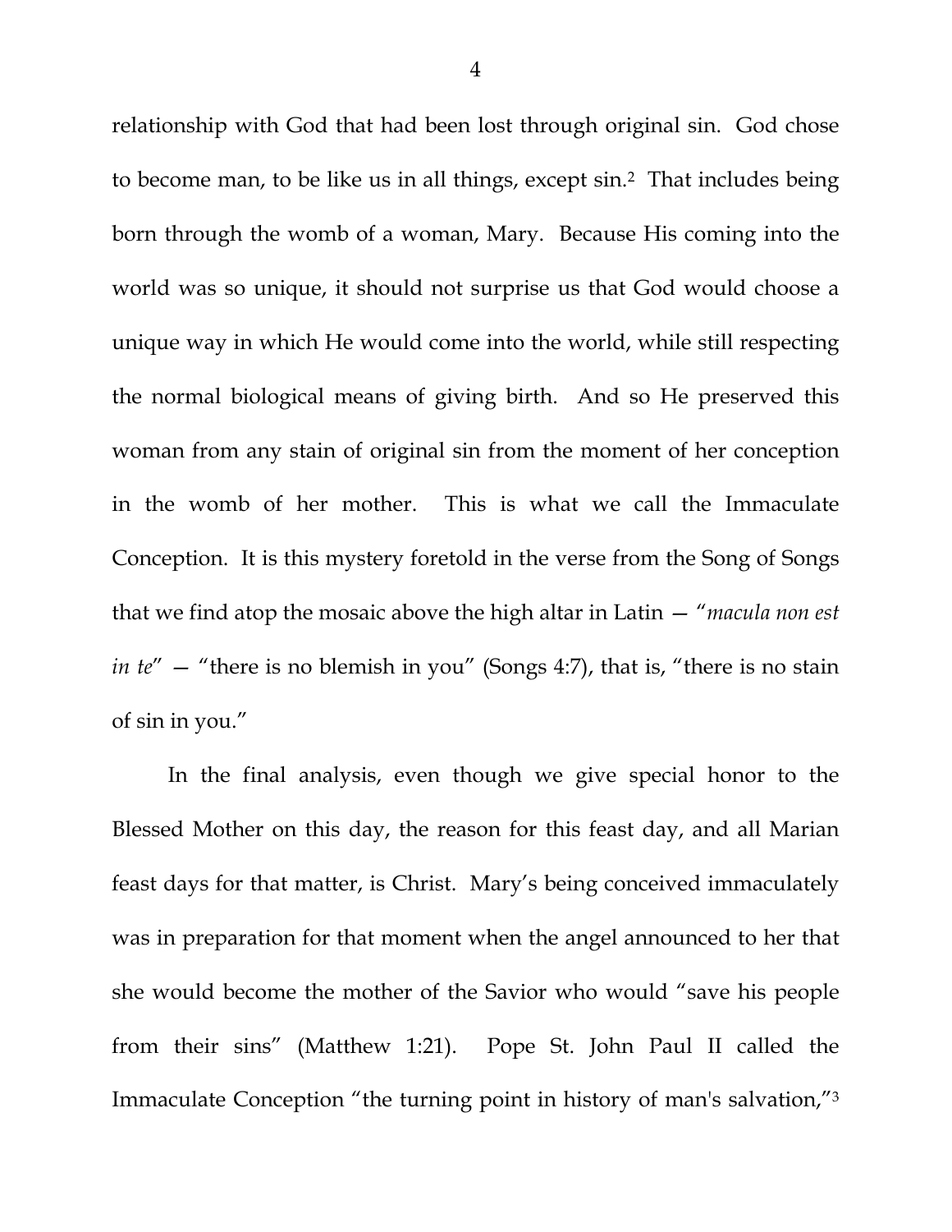relationship with God that had been lost through original sin. God chose to become man, to be like us in all things, except sin.[2] That includes being born through the womb of a woman, Mary. Because His coming into the world was so unique, it should not surprise us that God would choose a unique way in which He would come into the world, while still respecting the normal biological means of giving birth. And so He preserved this woman from any stain of original sin from the moment of her conception in the womb of her mother. This is what we call the Immaculate Conception. It is this mystery foretold in the verse from the Song of Songs that we find atop the mosaic above the high altar in Latin — "*macula non est in te*" — "there is no blemish in you" (Songs 4:7), that is, "there is no stain of sin in you."

In the final analysis, even though we give special honor to the Blessed Mother on this day, the reason for this feast day, and all Marian feast days for that matter, is Christ. Mary's being conceived immaculately was in preparation for that moment when the angel announced to her that she would become the mother of the Savior who would "save his people from their sins" (Matthew 1:21). Pope St. John Paul II called the Immaculate Conception "the turning point in history of man's salvation,"[3]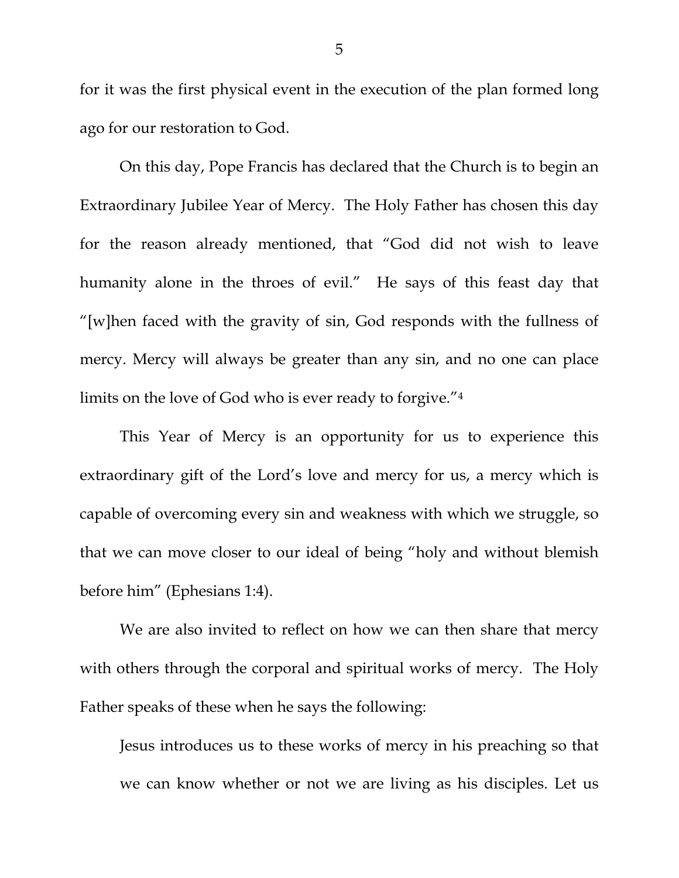for it was the first physical event in the execution of the plan formed long ago for our restoration to God.

On this day, Pope Francis has declared that the Church is to begin an Extraordinary Jubilee Year of Mercy. The Holy Father has chosen this day for the reason already mentioned, that "God did not wish to leave humanity alone in the throes of evil." He says of this feast day that "[w]hen faced with the gravity of sin, God responds with the fullness of mercy. Mercy will always be greater than any sin, and no one can place limits on the love of God who is ever ready to forgive."[4]

This Year of Mercy is an opportunity for us to experience this extraordinary gift of the Lord's love and mercy for us, a mercy which is capable of overcoming every sin and weakness with which we struggle, so that we can move closer to our ideal of being "holy and without blemish before him" (Ephesians 1:4).

We are also invited to reflect on how we can then share that mercy with others through the corporal and spiritual works of mercy. The Holy Father speaks of these when he says the following:

> Jesus introduces us to these works of mercy in his preaching so that we can know whether or not we are living as his disciples. Let us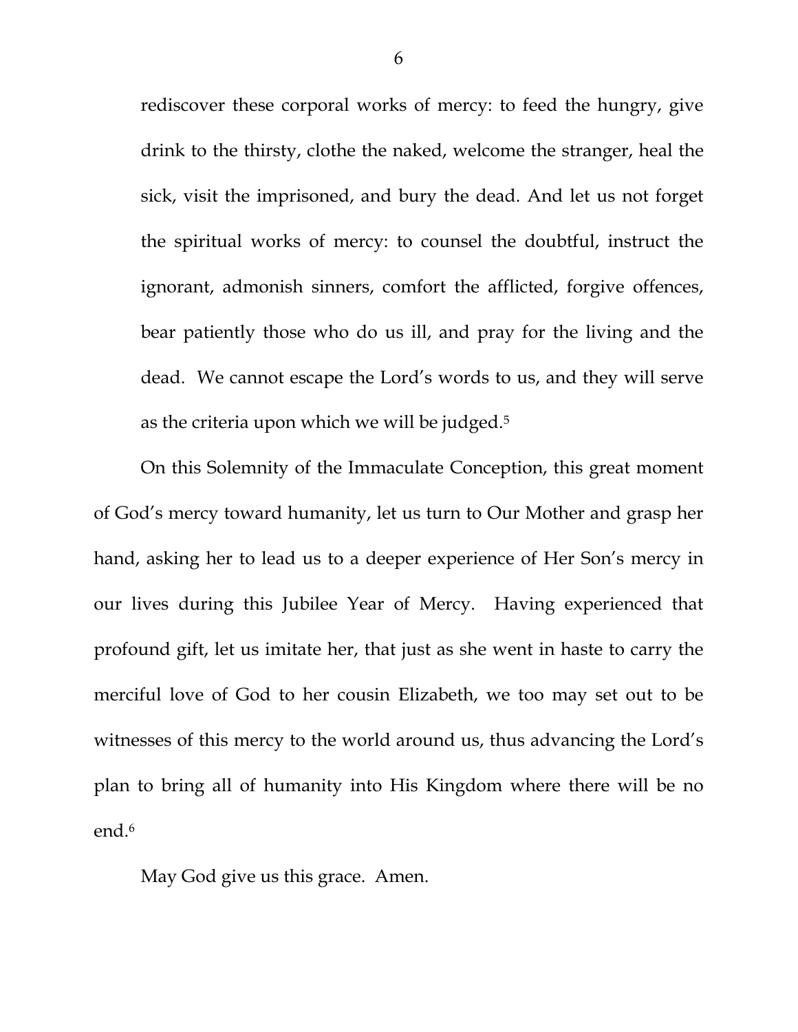rediscover these corporal works of mercy: to feed the hungry, give drink to the thirsty, clothe the naked, welcome the stranger, heal the sick, visit the imprisoned, and bury the dead. And let us not forget the spiritual works of mercy: to counsel the doubtful, instruct the ignorant, admonish sinners, comfort the afflicted, forgive offences, bear patiently those who do us ill, and pray for the living and the dead. We cannot escape the Lord's words to us, and they will serve as the criteria upon which we will be judged.[5]

On this Solemnity of the Immaculate Conception, this great moment of God's mercy toward humanity, let us turn to Our Mother and grasp her hand, asking her to lead us to a deeper experience of Her Son's mercy in our lives during this Jubilee Year of Mercy. Having experienced that profound gift, let us imitate her, that just as she went in haste to carry the merciful love of God to her cousin Elizabeth, we too may set out to be witnesses of this mercy to the world around us, thus advancing the Lord's plan to bring all of humanity into His Kingdom where there will be no end.[6]

May God give us this grace. Amen.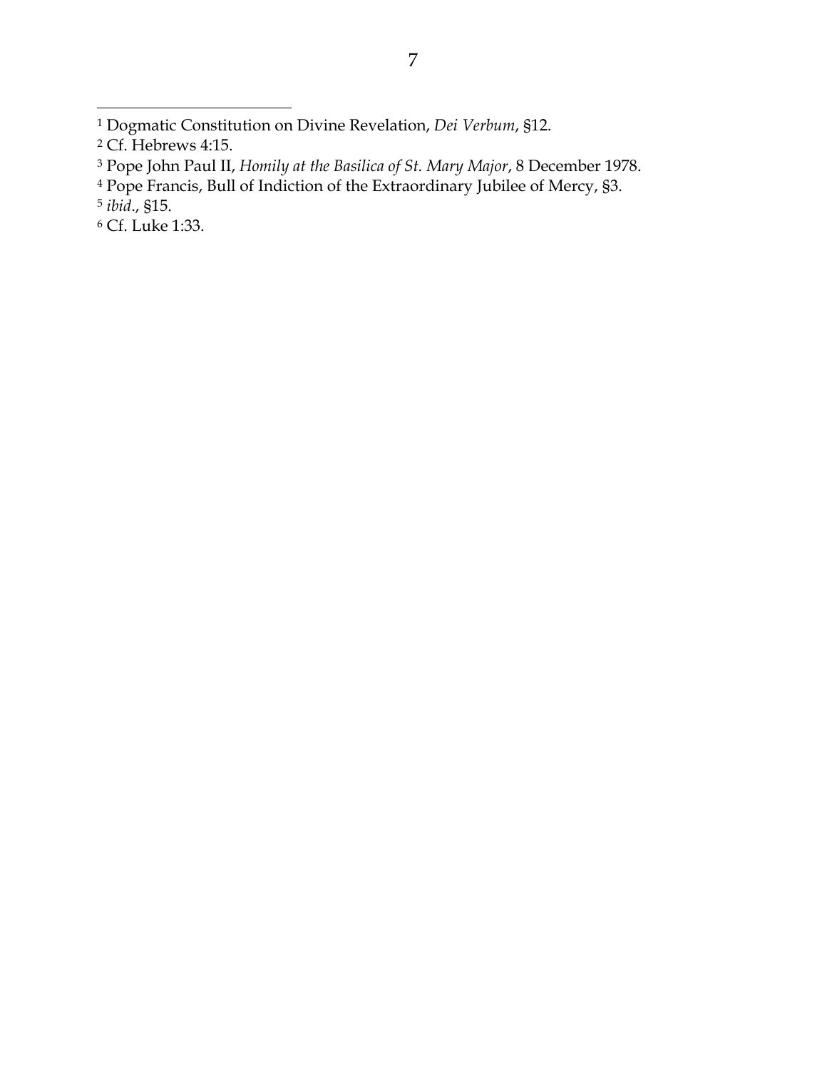[1] Dogmatic Constitution on Divine Revelation, *Dei Verbum*, §12.

[2] Cf. Hebrews 4:15.

[3] Pope John Paul II, *Homily at the Basilica of St. Mary Major*, 8 December 1978.

[4] Pope Francis, Bull of Indiction of the Extraordinary Jubilee of Mercy, §3.

[5] *ibid*., §15.

[6] Cf. Luke 1:33.